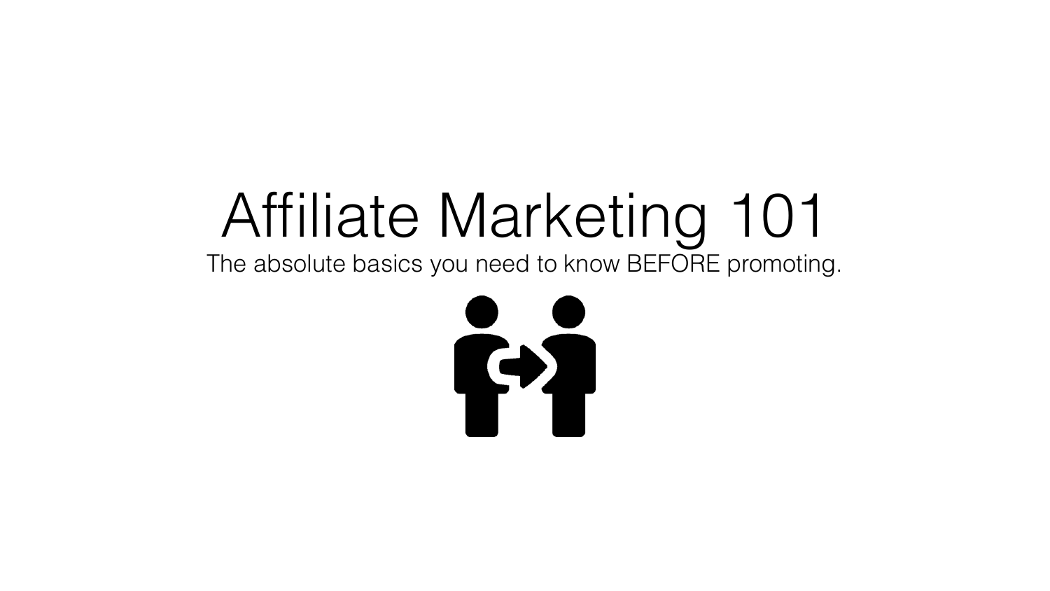# Affiliate Marketing 101

The absolute basics you need to know BEFORE promoting.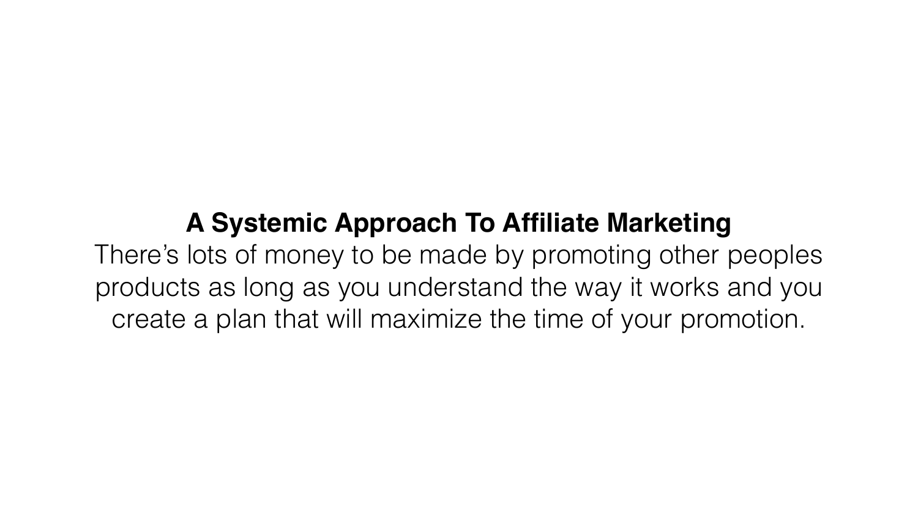**A Systemic Approach To Affiliate Marketing**

There's lots of money to be made by promoting other peoples products as long as you understand the way it works and you create a plan that will maximize the time of your promotion.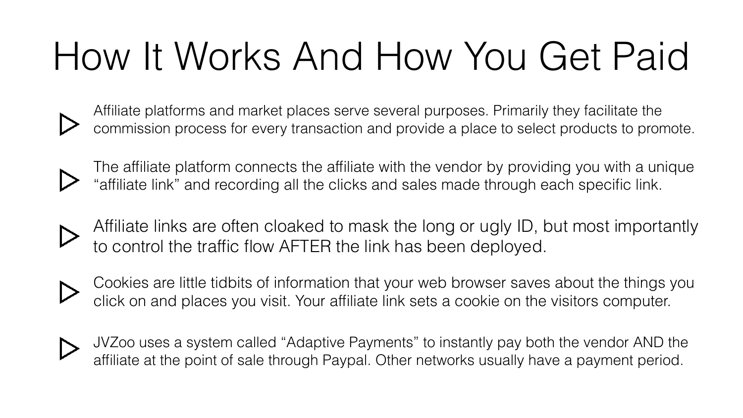# How It Works And How You Get Paid

- Affiliate platforms and market places serve several purposes. Primarily they facilitate the commission process for every transaction and provide a place to select products to promote.
- The affiliate platform connects the affiliate with the vendor by providing you with a unique “affiliate link” and recording all the clicks and sales made through each specific link.
- Affiliate links are often cloaked to mask the long or ugly ID, but most importantly to control the traffic flow AFTER the link has been deployed.
- Cookies are little tidbits of information that your web browser saves about the things you click on and places you visit. Your affiliate link sets a cookie on the visitors computer.
- JVZoo uses a system called “Adaptive Payments” to instantly pay both the vendor AND the affiliate at the point of sale through Paypal. Other networks usually have a payment period.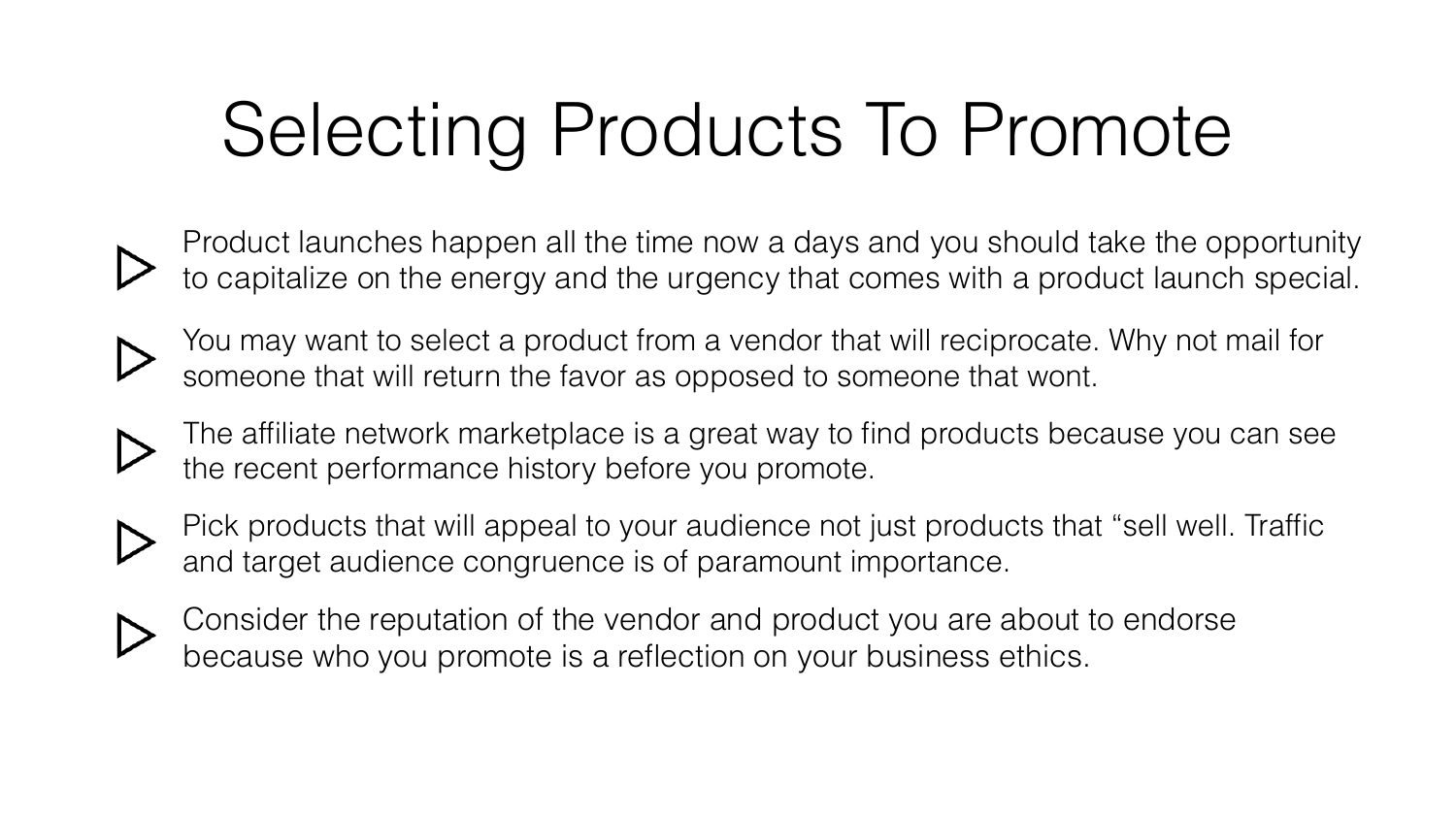# Selecting Products To Promote

- Product launches happen all the time now a days and you should take the opportunity to capitalize on the energy and the urgency that comes with a product launch special.
- You may want to select a product from a vendor that will reciprocate. Why not mail for someone that will return the favor as opposed to someone that wont.
- The affiliate network marketplace is a great way to find products because you can see the recent performance history before you promote.
- Pick products that will appeal to your audience not just products that "sell well. Traffic and target audience congruence is of paramount importance.
- Consider the reputation of the vendor and product you are about to endorse because who you promote is a reflection on your business ethics.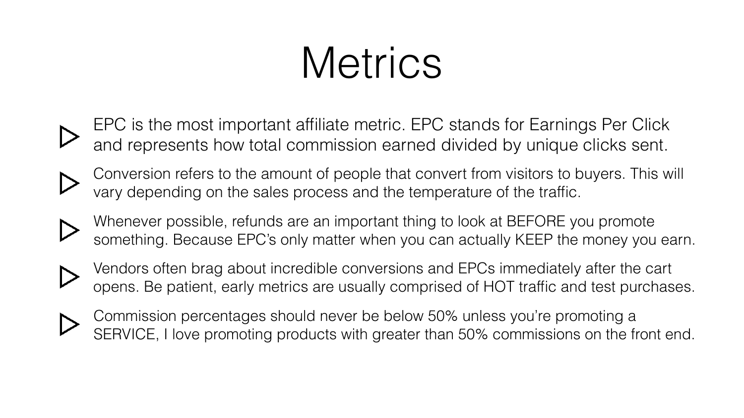# Metrics

- EPC is the most important affiliate metric. EPC stands for Earnings Per Click and represents how total commission earned divided by unique clicks sent.
- Conversion refers to the amount of people that convert from visitors to buyers. This will vary depending on the sales process and the temperature of the traffic.
- Whenever possible, refunds are an important thing to look at BEFORE you promote something. Because EPC's only matter when you can actually KEEP the money you earn.
- Vendors often brag about incredible conversions and EPCs immediately after the cart opens. Be patient, early metrics are usually comprised of HOT traffic and test purchases.
- Commission percentages should never be below 50% unless you're promoting a SERVICE, I love promoting products with greater than 50% commissions on the front end.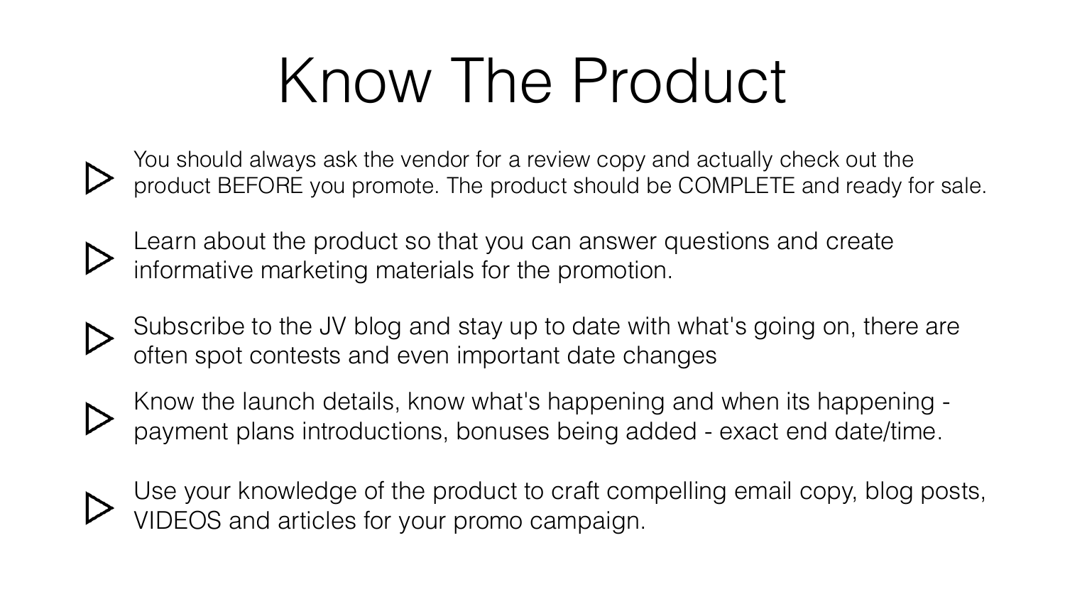# Know The Product

- You should always ask the vendor for a review copy and actually check out the product BEFORE you promote. The product should be COMPLETE and ready for sale.
- Learn about the product so that you can answer questions and create informative marketing materials for the promotion.
- Subscribe to the JV blog and stay up to date with what's going on, there are often spot contests and even important date changes
- Know the launch details, know what's happening and when its happening - payment plans introductions, bonuses being added - exact end date/time.
- Use your knowledge of the product to craft compelling email copy, blog posts, VIDEOS and articles for your promo campaign.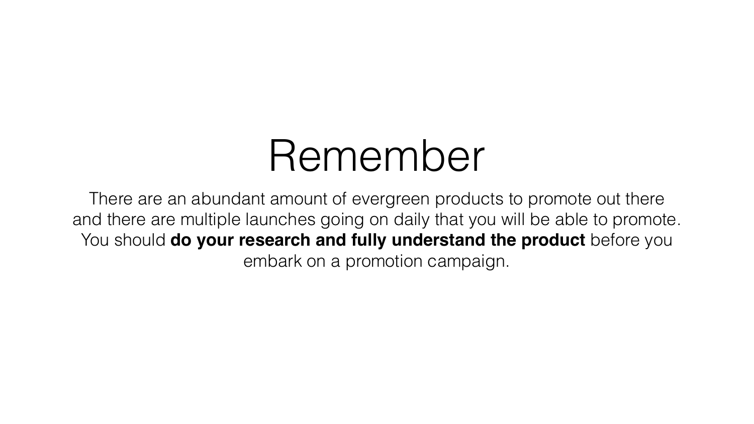# Remember

There are an abundant amount of evergreen products to promote out there and there are multiple launches going on daily that you will be able to promote. You should **do your research and fully understand the product** before you embark on a promotion campaign.